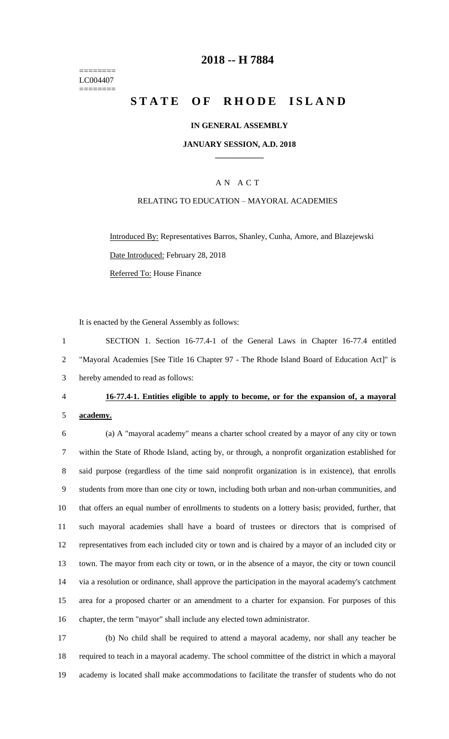========
LC004407
========

# 2018 -- H 7884

# STATE OF RHODE ISLAND

### IN GENERAL ASSEMBLY

### JANUARY SESSION, A.D. 2018

## A N A C T

RELATING TO EDUCATION – MAYORAL ACADEMIES

Introduced By: Representatives Barros, Shanley, Cunha, Amore, and Blazejewski

Date Introduced: February 28, 2018

Referred To: House Finance

It is enacted by the General Assembly as follows:

1 SECTION 1. Section 16-77.4-1 of the General Laws in Chapter 16-77.4 entitled
2 "Mayoral Academies [See Title 16 Chapter 97 - The Rhode Island Board of Education Act]" is
3 hereby amended to read as follows:

4 **16-77.4-1. Entities eligible to apply to become, or for the expansion of, a mayoral**
5 **academy.**

6 (a) A "mayoral academy" means a charter school created by a mayor of any city or town
7 within the State of Rhode Island, acting by, or through, a nonprofit organization established for
8 said purpose (regardless of the time said nonprofit organization is in existence), that enrolls
9 students from more than one city or town, including both urban and non-urban communities, and
10 that offers an equal number of enrollments to students on a lottery basis; provided, further, that
11 such mayoral academies shall have a board of trustees or directors that is comprised of
12 representatives from each included city or town and is chaired by a mayor of an included city or
13 town. The mayor from each city or town, or in the absence of a mayor, the city or town council
14 via a resolution or ordinance, shall approve the participation in the mayoral academy's catchment
15 area for a proposed charter or an amendment to a charter for expansion. For purposes of this
16 chapter, the term "mayor" shall include any elected town administrator.

17 (b) No child shall be required to attend a mayoral academy, nor shall any teacher be
18 required to teach in a mayoral academy. The school committee of the district in which a mayoral
19 academy is located shall make accommodations to facilitate the transfer of students who do not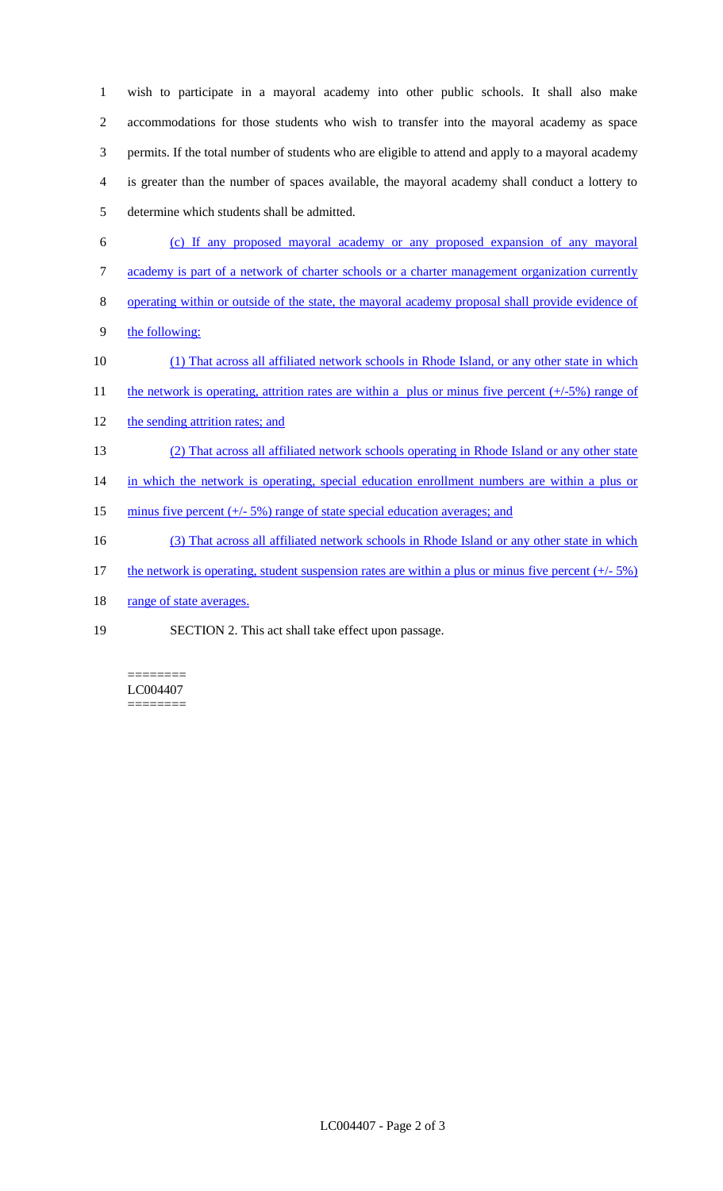wish to participate in a mayoral academy into other public schools. It shall also make accommodations for those students who wish to transfer into the mayoral academy as space permits. If the total number of students who are eligible to attend and apply to a mayoral academy is greater than the number of spaces available, the mayoral academy shall conduct a lottery to determine which students shall be admitted.

(c) If any proposed mayoral academy or any proposed expansion of any mayoral academy is part of a network of charter schools or a charter management organization currently operating within or outside of the state, the mayoral academy proposal shall provide evidence of the following:

(1) That across all affiliated network schools in Rhode Island, or any other state in which the network is operating, attrition rates are within a plus or minus five percent (+/-5%) range of the sending attrition rates; and

(2) That across all affiliated network schools operating in Rhode Island or any other state in which the network is operating, special education enrollment numbers are within a plus or minus five percent (+/- 5%) range of state special education averages; and

(3) That across all affiliated network schools in Rhode Island or any other state in which the network is operating, student suspension rates are within a plus or minus five percent (+/- 5%) range of state averages.

SECTION 2. This act shall take effect upon passage.

========
LC004407
========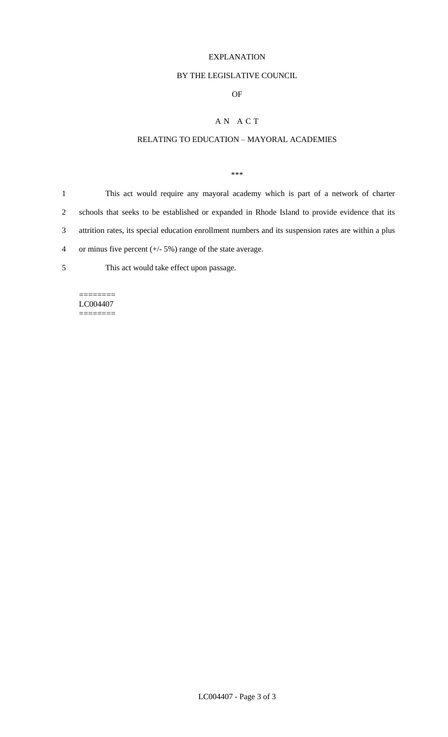EXPLANATION

BY THE LEGISLATIVE COUNCIL

OF

# A N A C T

## RELATING TO EDUCATION – MAYORAL ACADEMIES

\*\*\*

1 This act would require any mayoral academy which is part of a network of charter
2 schools that seeks to be established or expanded in Rhode Island to provide evidence that its
3 attrition rates, its special education enrollment numbers and its suspension rates are within a plus
4 or minus five percent (+/- 5%) range of the state average.
5 This act would take effect upon passage.

========
LC004407
========